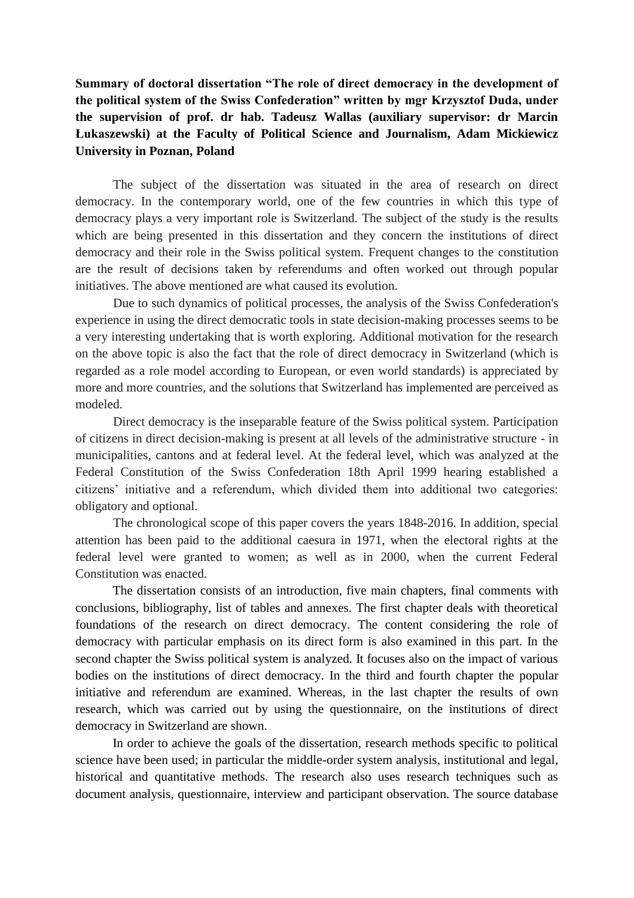**Summary of doctoral dissertation "The role of direct democracy in the development of the political system of the Swiss Confederation" written by mgr Krzysztof Duda, under the supervision of prof. dr hab. Tadeusz Wallas (auxiliary supervisor: dr Marcin Łukaszewski) at the Faculty of Political Science and Journalism, Adam Mickiewicz University in Poznan, Poland**

The subject of the dissertation was situated in the area of research on direct democracy. In the contemporary world, one of the few countries in which this type of democracy plays a very important role is Switzerland. The subject of the study is the results which are being presented in this dissertation and they concern the institutions of direct democracy and their role in the Swiss political system. Frequent changes to the constitution are the result of decisions taken by referendums and often worked out through popular initiatives. The above mentioned are what caused its evolution.

Due to such dynamics of political processes, the analysis of the Swiss Confederation's experience in using the direct democratic tools in state decision-making processes seems to be a very interesting undertaking that is worth exploring. Additional motivation for the research on the above topic is also the fact that the role of direct democracy in Switzerland (which is regarded as a role model according to European, or even world standards) is appreciated by more and more countries, and the solutions that Switzerland has implemented are perceived as modeled.

Direct democracy is the inseparable feature of the Swiss political system. Participation of citizens in direct decision-making is present at all levels of the administrative structure - in municipalities, cantons and at federal level. At the federal level, which was analyzed at the Federal Constitution of the Swiss Confederation 18th April 1999 hearing established a citizens' initiative and a referendum, which divided them into additional two categories: obligatory and optional.

The chronological scope of this paper covers the years 1848-2016. In addition, special attention has been paid to the additional caesura in 1971, when the electoral rights at the federal level were granted to women; as well as in 2000, when the current Federal Constitution was enacted.

The dissertation consists of an introduction, five main chapters, final comments with conclusions, bibliography, list of tables and annexes. The first chapter deals with theoretical foundations of the research on direct democracy. The content considering the role of democracy with particular emphasis on its direct form is also examined in this part. In the second chapter the Swiss political system is analyzed. It focuses also on the impact of various bodies on the institutions of direct democracy. In the third and fourth chapter the popular initiative and referendum are examined. Whereas, in the last chapter the results of own research, which was carried out by using the questionnaire, on the institutions of direct democracy in Switzerland are shown.

In order to achieve the goals of the dissertation, research methods specific to political science have been used; in particular the middle-order system analysis, institutional and legal, historical and quantitative methods. The research also uses research techniques such as document analysis, questionnaire, interview and participant observation. The source database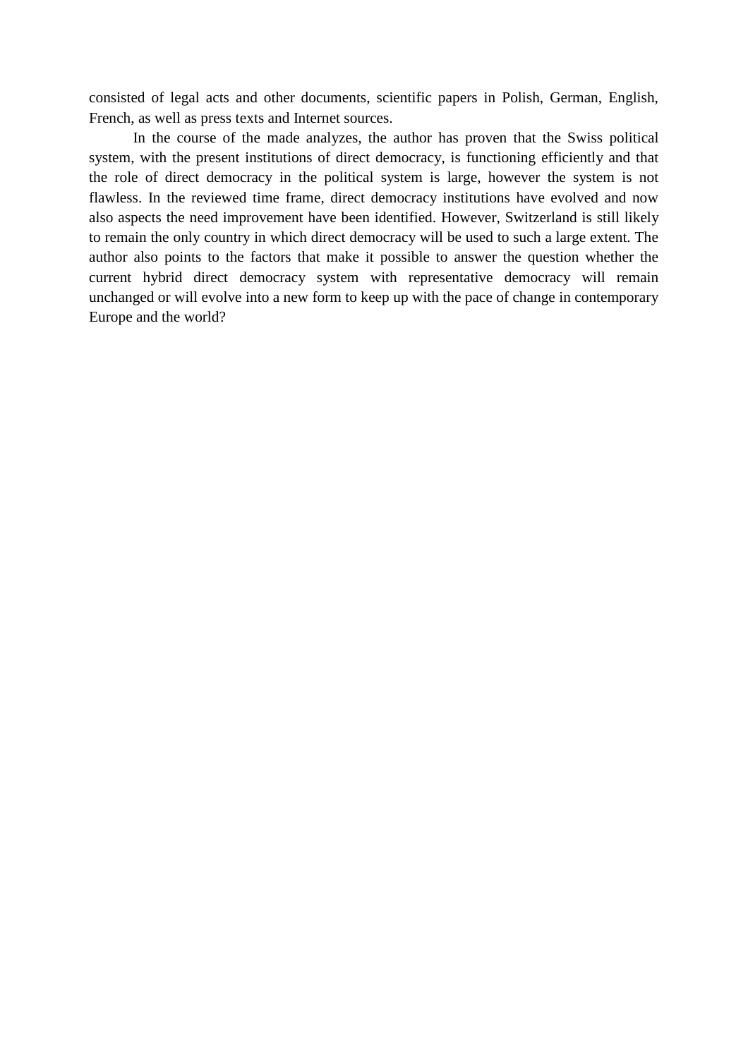consisted of legal acts and other documents, scientific papers in Polish, German, English, French, as well as press texts and Internet sources.

In the course of the made analyzes, the author has proven that the Swiss political system, with the present institutions of direct democracy, is functioning efficiently and that the role of direct democracy in the political system is large, however the system is not flawless. In the reviewed time frame, direct democracy institutions have evolved and now also aspects the need improvement have been identified. However, Switzerland is still likely to remain the only country in which direct democracy will be used to such a large extent. The author also points to the factors that make it possible to answer the question whether the current hybrid direct democracy system with representative democracy will remain unchanged or will evolve into a new form to keep up with the pace of change in contemporary Europe and the world?